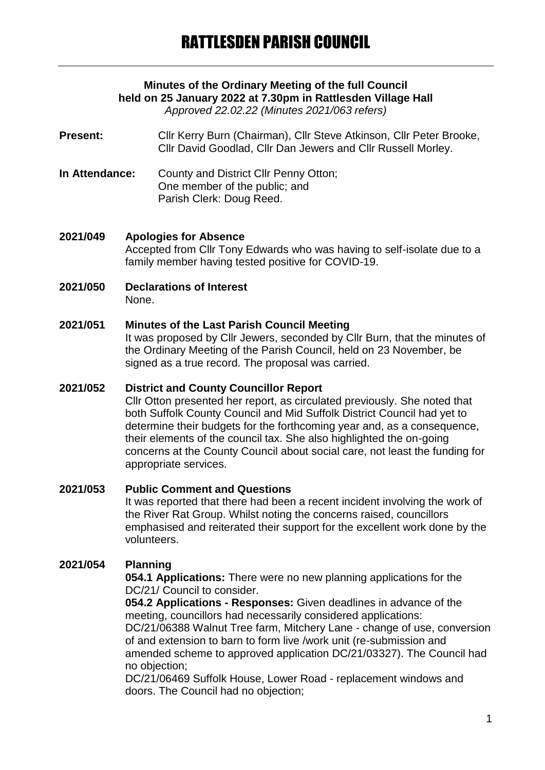# RATTLESDEN PARISH COUNCIL

**Minutes of the Ordinary Meeting of the full Council held on 25 January 2022 at 7.30pm in Rattlesden Village Hall**

*Approved 22.02.22 (Minutes 2021/063 refers)*

**Present:** Cllr Kerry Burn (Chairman), Cllr Steve Atkinson, Cllr Peter Brooke, Cllr David Goodlad, Cllr Dan Jewers and Cllr Russell Morley.

**In Attendance:** County and District Cllr Penny Otton; One member of the public; and Parish Clerk: Doug Reed.

**2021/049 Apologies for Absence**

Accepted from Cllr Tony Edwards who was having to self-isolate due to a family member having tested positive for COVID-19.

**2021/050 Declarations of Interest**

None.

**2021/051 Minutes of the Last Parish Council Meeting**

It was proposed by Cllr Jewers, seconded by Cllr Burn, that the minutes of the Ordinary Meeting of the Parish Council, held on 23 November, be signed as a true record. The proposal was carried.

**2021/052 District and County Councillor Report**

Cllr Otton presented her report, as circulated previously. She noted that both Suffolk County Council and Mid Suffolk District Council had yet to determine their budgets for the forthcoming year and, as a consequence, their elements of the council tax. She also highlighted the on-going concerns at the County Council about social care, not least the funding for appropriate services.

**2021/053 Public Comment and Questions**

It was reported that there had been a recent incident involving the work of the River Rat Group. Whilst noting the concerns raised, councillors emphasised and reiterated their support for the excellent work done by the volunteers.

**2021/054 Planning**

**054.1 Applications:** There were no new planning applications for the DC/21/ Council to consider.

**054.2 Applications - Responses:** Given deadlines in advance of the meeting, councillors had necessarily considered applications:

DC/21/06388 Walnut Tree farm, Mitchery Lane - change of use, conversion of and extension to barn to form live /work unit (re-submission and amended scheme to approved application DC/21/03327). The Council had no objection;

DC/21/06469 Suffolk House, Lower Road - replacement windows and doors. The Council had no objection;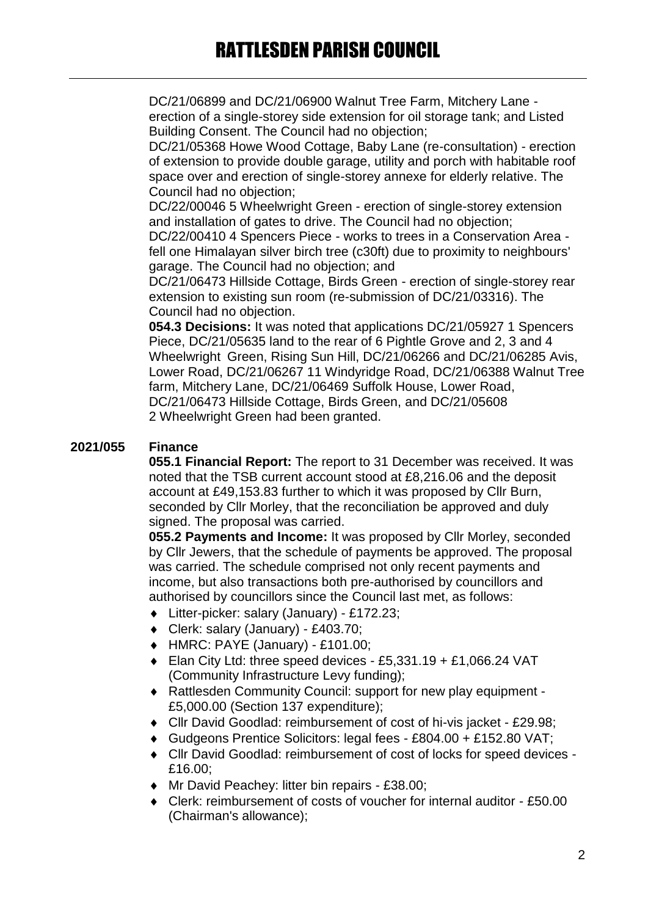DC/21/06899 and DC/21/06900 Walnut Tree Farm, Mitchery Lane - erection of a single-storey side extension for oil storage tank; and Listed Building Consent. The Council had no objection;

DC/21/05368 Howe Wood Cottage, Baby Lane (re-consultation) - erection of extension to provide double garage, utility and porch with habitable roof space over and erection of single-storey annexe for elderly relative. The Council had no objection;

DC/22/00046 5 Wheelwright Green - erection of single-storey extension and installation of gates to drive. The Council had no objection;

DC/22/00410 4 Spencers Piece - works to trees in a Conservation Area - fell one Himalayan silver birch tree (c30ft) due to proximity to neighbours' garage. The Council had no objection; and

DC/21/06473 Hillside Cottage, Birds Green - erection of single-storey rear extension to existing sun room (re-submission of DC/21/03316). The Council had no objection.

**054.3 Decisions:** It was noted that applications DC/21/05927 1 Spencers Piece, DC/21/05635 land to the rear of 6 Pightle Grove and 2, 3 and 4 Wheelwright Green, Rising Sun Hill, DC/21/06266 and DC/21/06285 Avis, Lower Road, DC/21/06267 11 Windyridge Road, DC/21/06388 Walnut Tree farm, Mitchery Lane, DC/21/06469 Suffolk House, Lower Road, DC/21/06473 Hillside Cottage, Birds Green, and DC/21/05608 2 Wheelwright Green had been granted.

## 2021/055 Finance

**055.1 Financial Report:** The report to 31 December was received. It was noted that the TSB current account stood at £8,216.06 and the deposit account at £49,153.83 further to which it was proposed by Cllr Burn, seconded by Cllr Morley, that the reconciliation be approved and duly signed. The proposal was carried.

**055.2 Payments and Income:** It was proposed by Cllr Morley, seconded by Cllr Jewers, that the schedule of payments be approved. The proposal was carried. The schedule comprised not only recent payments and income, but also transactions both pre-authorised by councillors and authorised by councillors since the Council last met, as follows:

- Litter-picker: salary (January) - £172.23;
- Clerk: salary (January) - £403.70;
- HMRC: PAYE (January) - £101.00;
- Elan City Ltd: three speed devices - £5,331.19 + £1,066.24 VAT (Community Infrastructure Levy funding);
- Rattlesden Community Council: support for new play equipment - £5,000.00 (Section 137 expenditure);
- Cllr David Goodlad: reimbursement of cost of hi-vis jacket - £29.98;
- Gudgeons Prentice Solicitors: legal fees - £804.00 + £152.80 VAT;
- Cllr David Goodlad: reimbursement of cost of locks for speed devices - £16.00;
- Mr David Peachey: litter bin repairs - £38.00;
- Clerk: reimbursement of costs of voucher for internal auditor - £50.00 (Chairman's allowance);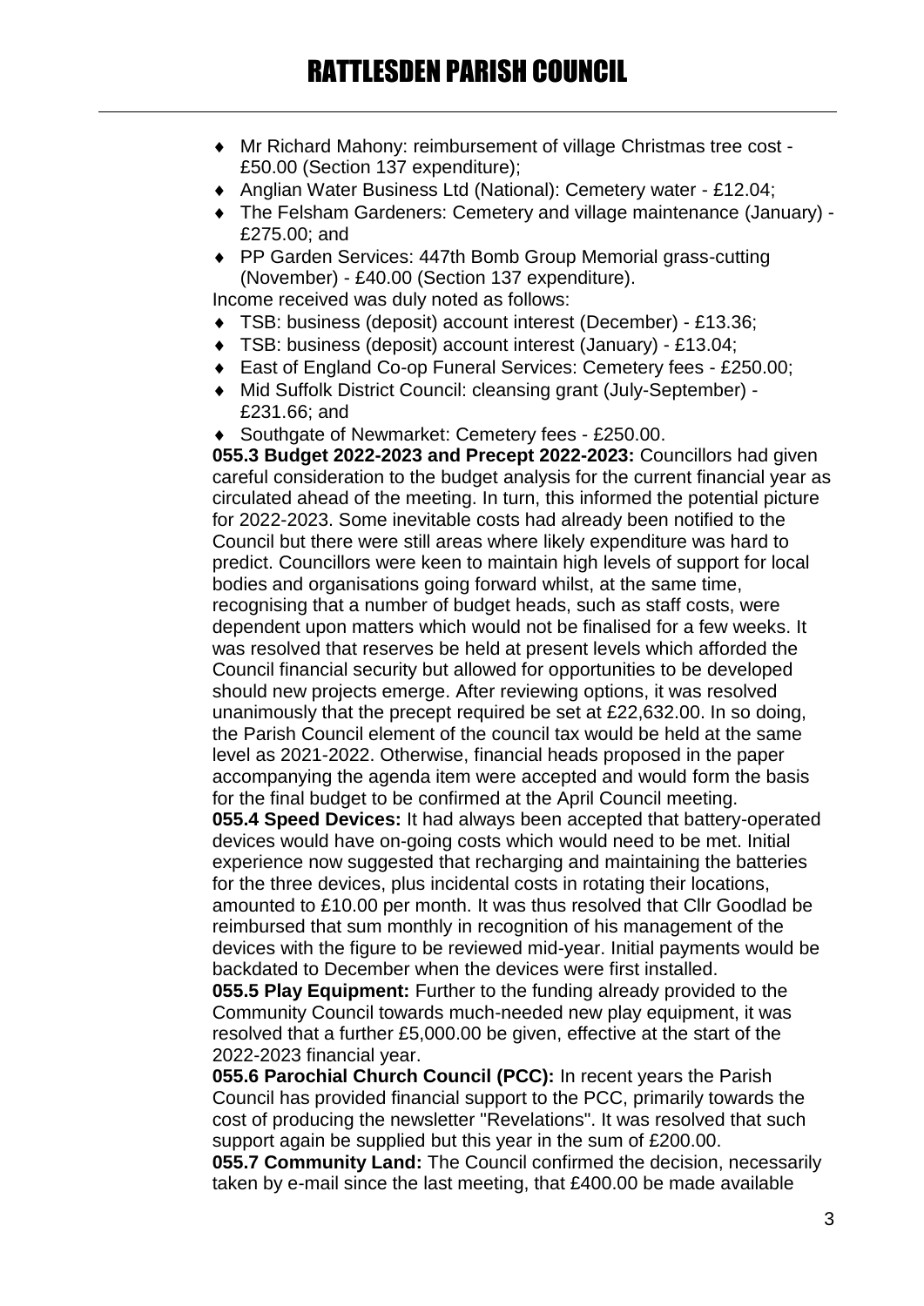- Mr Richard Mahony: reimbursement of village Christmas tree cost - £50.00 (Section 137 expenditure);
- Anglian Water Business Ltd (National): Cemetery water - £12.04;
- The Felsham Gardeners: Cemetery and village maintenance (January) - £275.00; and
- PP Garden Services: 447th Bomb Group Memorial grass-cutting (November) - £40.00 (Section 137 expenditure).

Income received was duly noted as follows:

- TSB: business (deposit) account interest (December) - £13.36;
- TSB: business (deposit) account interest (January) - £13.04;
- East of England Co-op Funeral Services: Cemetery fees - £250.00;
- Mid Suffolk District Council: cleansing grant (July-September) - £231.66; and
- Southgate of Newmarket: Cemetery fees - £250.00.

**055.3 Budget 2022-2023 and Precept 2022-2023:** Councillors had given careful consideration to the budget analysis for the current financial year as circulated ahead of the meeting. In turn, this informed the potential picture for 2022-2023. Some inevitable costs had already been notified to the Council but there were still areas where likely expenditure was hard to predict. Councillors were keen to maintain high levels of support for local bodies and organisations going forward whilst, at the same time, recognising that a number of budget heads, such as staff costs, were dependent upon matters which would not be finalised for a few weeks. It was resolved that reserves be held at present levels which afforded the Council financial security but allowed for opportunities to be developed should new projects emerge. After reviewing options, it was resolved unanimously that the precept required be set at £22,632.00. In so doing, the Parish Council element of the council tax would be held at the same level as 2021-2022. Otherwise, financial heads proposed in the paper accompanying the agenda item were accepted and would form the basis for the final budget to be confirmed at the April Council meeting.

**055.4 Speed Devices:** It had always been accepted that battery-operated devices would have on-going costs which would need to be met. Initial experience now suggested that recharging and maintaining the batteries for the three devices, plus incidental costs in rotating their locations, amounted to £10.00 per month. It was thus resolved that Cllr Goodlad be reimbursed that sum monthly in recognition of his management of the devices with the figure to be reviewed mid-year. Initial payments would be backdated to December when the devices were first installed.

**055.5 Play Equipment:** Further to the funding already provided to the Community Council towards much-needed new play equipment, it was resolved that a further £5,000.00 be given, effective at the start of the 2022-2023 financial year.

**055.6 Parochial Church Council (PCC):** In recent years the Parish Council has provided financial support to the PCC, primarily towards the cost of producing the newsletter "Revelations". It was resolved that such support again be supplied but this year in the sum of £200.00.

**055.7 Community Land:** The Council confirmed the decision, necessarily taken by e-mail since the last meeting, that £400.00 be made available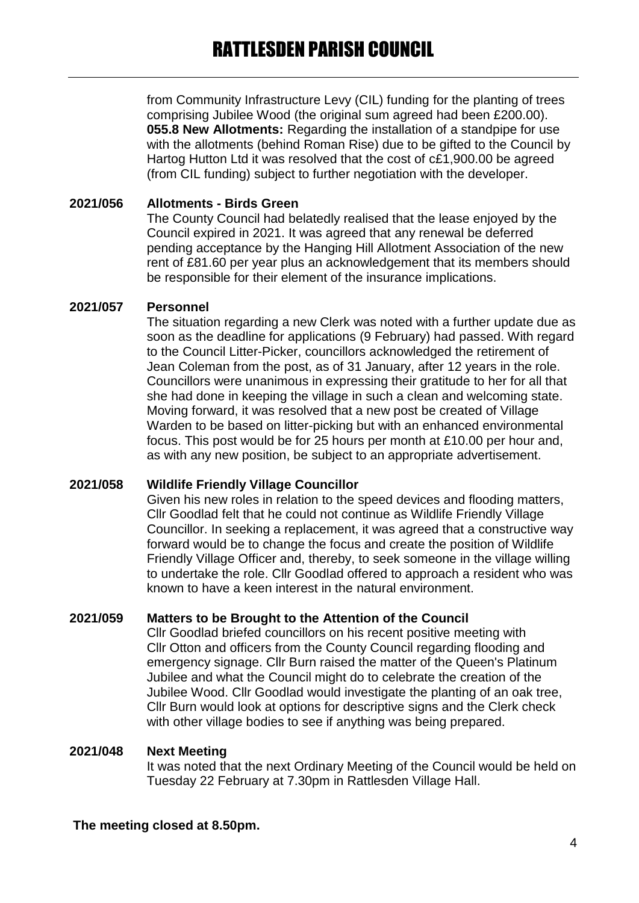from Community Infrastructure Levy (CIL) funding for the planting of trees comprising Jubilee Wood (the original sum agreed had been £200.00).
**055.8 New Allotments:** Regarding the installation of a standpipe for use with the allotments (behind Roman Rise) due to be gifted to the Council by Hartog Hutton Ltd it was resolved that the cost of c£1,900.00 be agreed (from CIL funding) subject to further negotiation with the developer.

**2021/056 Allotments - Birds Green**

The County Council had belatedly realised that the lease enjoyed by the Council expired in 2021. It was agreed that any renewal be deferred pending acceptance by the Hanging Hill Allotment Association of the new rent of £81.60 per year plus an acknowledgement that its members should be responsible for their element of the insurance implications.

**2021/057 Personnel**

The situation regarding a new Clerk was noted with a further update due as soon as the deadline for applications (9 February) had passed. With regard to the Council Litter-Picker, councillors acknowledged the retirement of Jean Coleman from the post, as of 31 January, after 12 years in the role. Councillors were unanimous in expressing their gratitude to her for all that she had done in keeping the village in such a clean and welcoming state. Moving forward, it was resolved that a new post be created of Village Warden to be based on litter-picking but with an enhanced environmental focus. This post would be for 25 hours per month at £10.00 per hour and, as with any new position, be subject to an appropriate advertisement.

**2021/058 Wildlife Friendly Village Councillor**

Given his new roles in relation to the speed devices and flooding matters, Cllr Goodlad felt that he could not continue as Wildlife Friendly Village Councillor. In seeking a replacement, it was agreed that a constructive way forward would be to change the focus and create the position of Wildlife Friendly Village Officer and, thereby, to seek someone in the village willing to undertake the role. Cllr Goodlad offered to approach a resident who was known to have a keen interest in the natural environment.

**2021/059 Matters to be Brought to the Attention of the Council**

Cllr Goodlad briefed councillors on his recent positive meeting with Cllr Otton and officers from the County Council regarding flooding and emergency signage. Cllr Burn raised the matter of the Queen's Platinum Jubilee and what the Council might do to celebrate the creation of the Jubilee Wood. Cllr Goodlad would investigate the planting of an oak tree, Cllr Burn would look at options for descriptive signs and the Clerk check with other village bodies to see if anything was being prepared.

**2021/048 Next Meeting**

It was noted that the next Ordinary Meeting of the Council would be held on Tuesday 22 February at 7.30pm in Rattlesden Village Hall.

**The meeting closed at 8.50pm.**